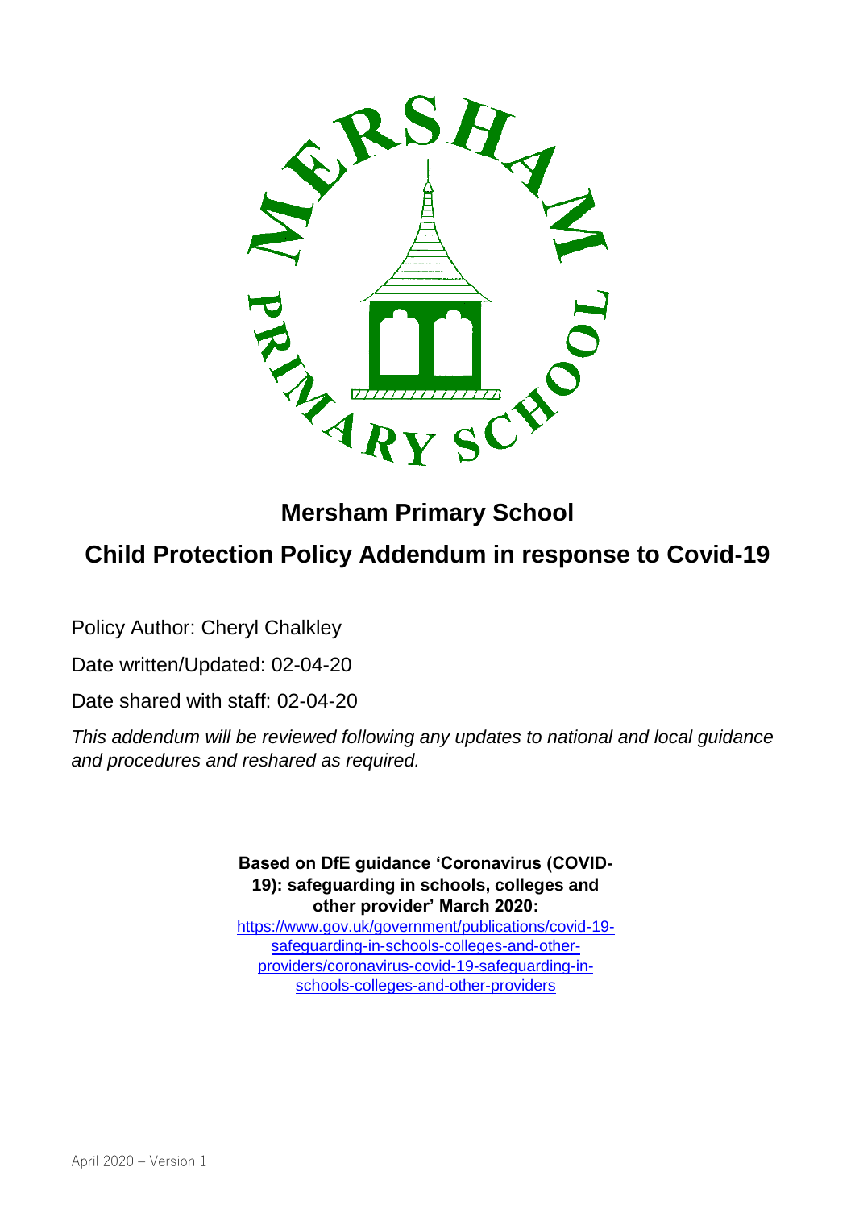# Mersham Primary School

## Child Protection Policy Addendum in response to Covid-19

Policy Author: Cheryl Chalkley

Date written/Updated: 02-04-20

Date shared with staff: 02-04-20

*This addendum will be reviewed following any updates to national and local guidance and procedures and reshared as required.*

**Based on DfE guidance 'Coronavirus (COVID-19): safeguarding in schools, colleges and other provider' March 2020:**

https://www.gov.uk/government/publications/covid-19-safeguarding-in-schools-colleges-and-other-providers/coronavirus-covid-19-safeguarding-in-schools-colleges-and-other-providers

April 2020 – Version 1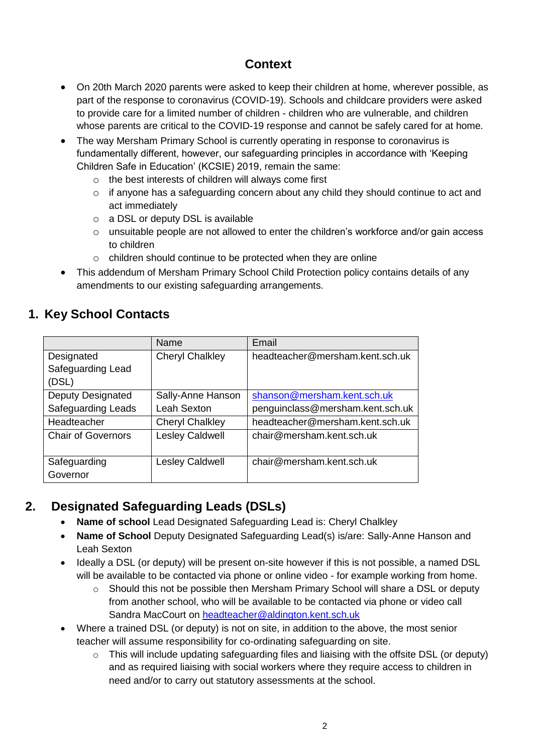## Context

- On 20th March 2020 parents were asked to keep their children at home, wherever possible, as part of the response to coronavirus (COVID-19). Schools and childcare providers were asked to provide care for a limited number of children - children who are vulnerable, and children whose parents are critical to the COVID-19 response and cannot be safely cared for at home.
- The way Mersham Primary School is currently operating in response to coronavirus is fundamentally different, however, our safeguarding principles in accordance with 'Keeping Children Safe in Education' (KCSIE) 2019, remain the same:
  - the best interests of children will always come first
  - if anyone has a safeguarding concern about any child they should continue to act and act immediately
  - a DSL or deputy DSL is available
  - unsuitable people are not allowed to enter the children's workforce and/or gain access to children
  - children should continue to be protected when they are online
- This addendum of Mersham Primary School Child Protection policy contains details of any amendments to our existing safeguarding arrangements.

## 1. Key School Contacts

| | Name | Email |
|---|---|---|
| Designated Safeguarding Lead (DSL) | Cheryl Chalkley | headteacher@mersham.kent.sch.uk |
| Deputy Designated Safeguarding Leads | Sally-Anne Hanson<br>Leah Sexton | shanson@mersham.kent.sch.uk<br>penguinclass@mersham.kent.sch.uk |
| Headteacher | Cheryl Chalkley | headteacher@mersham.kent.sch.uk |
| Chair of Governors | Lesley Caldwell | chair@mersham.kent.sch.uk |
| Safeguarding Governor | Lesley Caldwell | chair@mersham.kent.sch.uk |

## 2. Designated Safeguarding Leads (DSLs)

- **Name of school** Lead Designated Safeguarding Lead is: Cheryl Chalkley
- **Name of School** Deputy Designated Safeguarding Lead(s) is/are: Sally-Anne Hanson and Leah Sexton
- Ideally a DSL (or deputy) will be present on-site however if this is not possible, a named DSL will be available to be contacted via phone or online video - for example working from home.
  - Should this not be possible then Mersham Primary School will share a DSL or deputy from another school, who will be available to be contacted via phone or video call Sandra MacCourt on headteacher@aldington.kent.sch.uk
- Where a trained DSL (or deputy) is not on site, in addition to the above, the most senior teacher will assume responsibility for co-ordinating safeguarding on site.
  - This will include updating safeguarding files and liaising with the offsite DSL (or deputy) and as required liaising with social workers where they require access to children in need and/or to carry out statutory assessments at the school.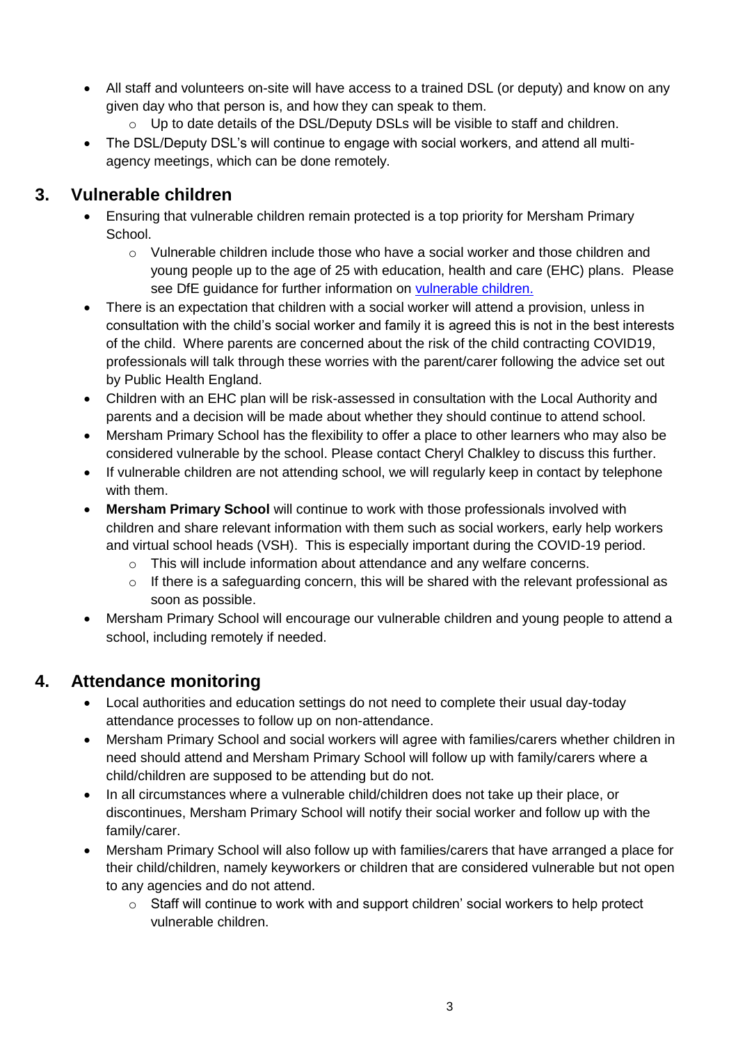- All staff and volunteers on-site will have access to a trained DSL (or deputy) and know on any given day who that person is, and how they can speak to them.
  - Up to date details of the DSL/Deputy DSLs will be visible to staff and children.
- The DSL/Deputy DSL's will continue to engage with social workers, and attend all multi-agency meetings, which can be done remotely.

## 3. Vulnerable children

- Ensuring that vulnerable children remain protected is a top priority for Mersham Primary School.
  - Vulnerable children include those who have a social worker and those children and young people up to the age of 25 with education, health and care (EHC) plans. Please see DfE guidance for further information on [vulnerable children.](#)
- There is an expectation that children with a social worker will attend a provision, unless in consultation with the child's social worker and family it is agreed this is not in the best interests of the child. Where parents are concerned about the risk of the child contracting COVID19, professionals will talk through these worries with the parent/carer following the advice set out by Public Health England.
- Children with an EHC plan will be risk-assessed in consultation with the Local Authority and parents and a decision will be made about whether they should continue to attend school.
- Mersham Primary School has the flexibility to offer a place to other learners who may also be considered vulnerable by the school. Please contact Cheryl Chalkley to discuss this further.
- If vulnerable children are not attending school, we will regularly keep in contact by telephone with them.
- **Mersham Primary School** will continue to work with those professionals involved with children and share relevant information with them such as social workers, early help workers and virtual school heads (VSH). This is especially important during the COVID-19 period.
  - This will include information about attendance and any welfare concerns.
  - If there is a safeguarding concern, this will be shared with the relevant professional as soon as possible.
- Mersham Primary School will encourage our vulnerable children and young people to attend a school, including remotely if needed.

## 4. Attendance monitoring

- Local authorities and education settings do not need to complete their usual day-today attendance processes to follow up on non-attendance.
- Mersham Primary School and social workers will agree with families/carers whether children in need should attend and Mersham Primary School will follow up with family/carers where a child/children are supposed to be attending but do not.
- In all circumstances where a vulnerable child/children does not take up their place, or discontinues, Mersham Primary School will notify their social worker and follow up with the family/carer.
- Mersham Primary School will also follow up with families/carers that have arranged a place for their child/children, namely keyworkers or children that are considered vulnerable but not open to any agencies and do not attend.
  - Staff will continue to work with and support children' social workers to help protect vulnerable children.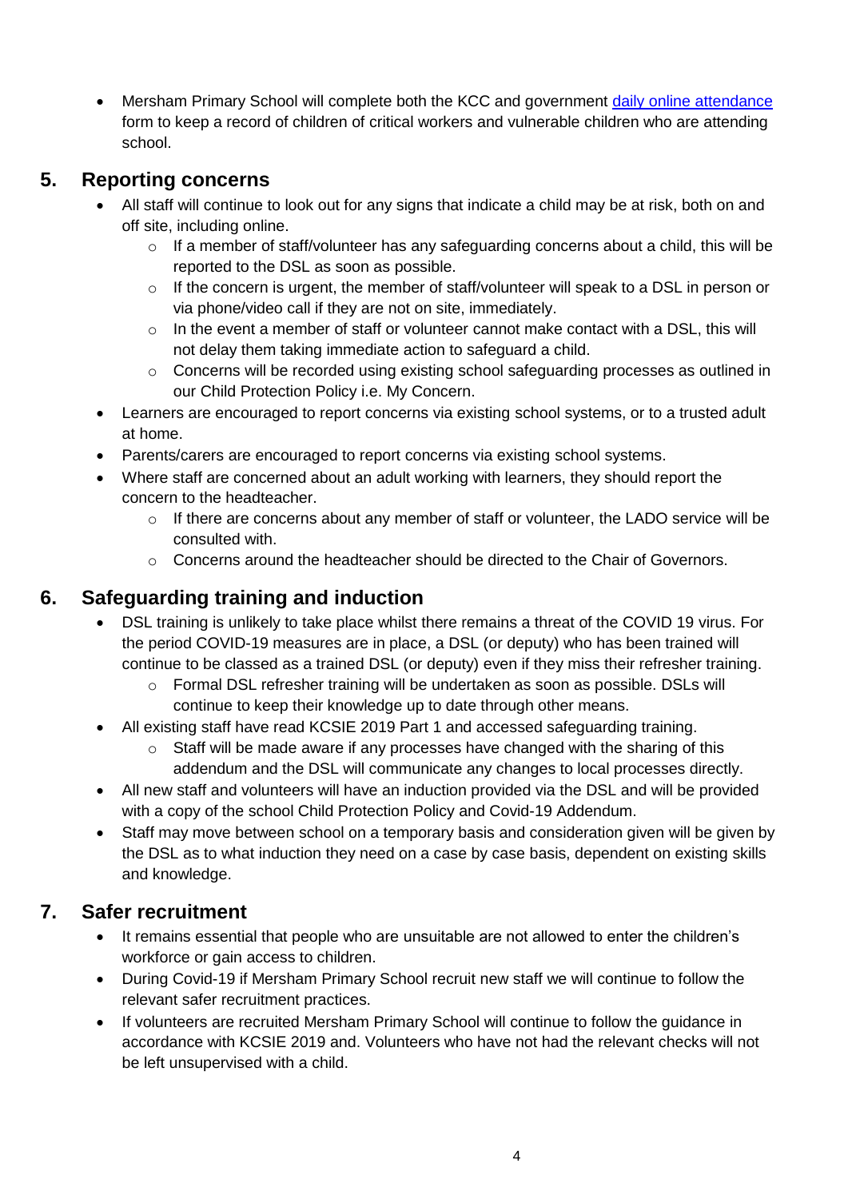- Mersham Primary School will complete both the KCC and government [daily online attendance]() form to keep a record of children of critical workers and vulnerable children who are attending school.

## 5. Reporting concerns

- All staff will continue to look out for any signs that indicate a child may be at risk, both on and off site, including online.
  - If a member of staff/volunteer has any safeguarding concerns about a child, this will be reported to the DSL as soon as possible.
  - If the concern is urgent, the member of staff/volunteer will speak to a DSL in person or via phone/video call if they are not on site, immediately.
  - In the event a member of staff or volunteer cannot make contact with a DSL, this will not delay them taking immediate action to safeguard a child.
  - Concerns will be recorded using existing school safeguarding processes as outlined in our Child Protection Policy i.e. My Concern.
- Learners are encouraged to report concerns via existing school systems, or to a trusted adult at home.
- Parents/carers are encouraged to report concerns via existing school systems.
- Where staff are concerned about an adult working with learners, they should report the concern to the headteacher.
  - If there are concerns about any member of staff or volunteer, the LADO service will be consulted with.
  - Concerns around the headteacher should be directed to the Chair of Governors.

## 6. Safeguarding training and induction

- DSL training is unlikely to take place whilst there remains a threat of the COVID 19 virus. For the period COVID-19 measures are in place, a DSL (or deputy) who has been trained will continue to be classed as a trained DSL (or deputy) even if they miss their refresher training.
  - Formal DSL refresher training will be undertaken as soon as possible. DSLs will continue to keep their knowledge up to date through other means.
- All existing staff have read KCSIE 2019 Part 1 and accessed safeguarding training.
  - Staff will be made aware if any processes have changed with the sharing of this addendum and the DSL will communicate any changes to local processes directly.
- All new staff and volunteers will have an induction provided via the DSL and will be provided with a copy of the school Child Protection Policy and Covid-19 Addendum.
- Staff may move between school on a temporary basis and consideration given will be given by the DSL as to what induction they need on a case by case basis, dependent on existing skills and knowledge.

## 7. Safer recruitment

- It remains essential that people who are unsuitable are not allowed to enter the children's workforce or gain access to children.
- During Covid-19 if Mersham Primary School recruit new staff we will continue to follow the relevant safer recruitment practices.
- If volunteers are recruited Mersham Primary School will continue to follow the guidance in accordance with KCSIE 2019 and. Volunteers who have not had the relevant checks will not be left unsupervised with a child.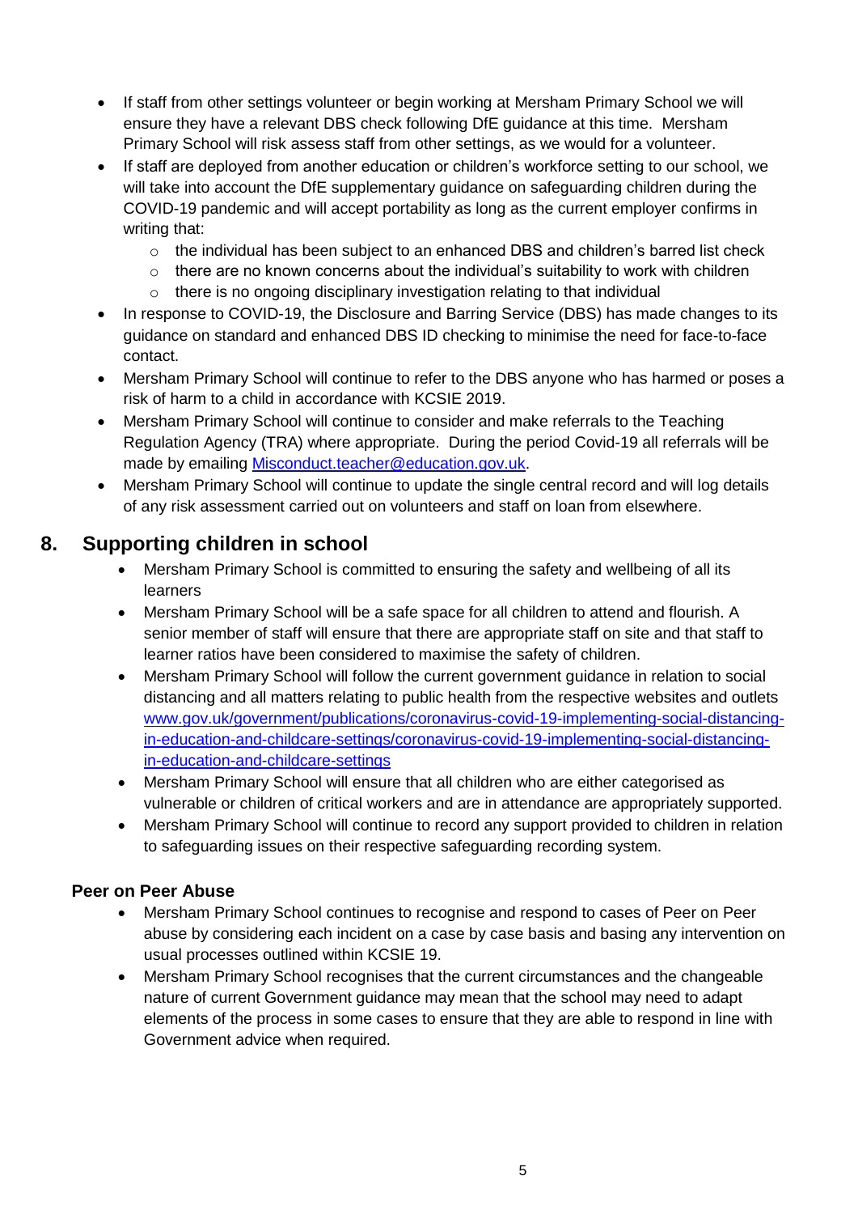- If staff from other settings volunteer or begin working at Mersham Primary School we will ensure they have a relevant DBS check following DfE guidance at this time. Mersham Primary School will risk assess staff from other settings, as we would for a volunteer.
- If staff are deployed from another education or children's workforce setting to our school, we will take into account the DfE supplementary guidance on safeguarding children during the COVID-19 pandemic and will accept portability as long as the current employer confirms in writing that:
    - the individual has been subject to an enhanced DBS and children's barred list check
    - there are no known concerns about the individual's suitability to work with children
    - there is no ongoing disciplinary investigation relating to that individual
- In response to COVID-19, the Disclosure and Barring Service (DBS) has made changes to its guidance on standard and enhanced DBS ID checking to minimise the need for face-to-face contact.
- Mersham Primary School will continue to refer to the DBS anyone who has harmed or poses a risk of harm to a child in accordance with KCSIE 2019.
- Mersham Primary School will continue to consider and make referrals to the Teaching Regulation Agency (TRA) where appropriate. During the period Covid-19 all referrals will be made by emailing [Misconduct.teacher@education.gov.uk](mailto:Misconduct.teacher@education.gov.uk).
- Mersham Primary School will continue to update the single central record and will log details of any risk assessment carried out on volunteers and staff on loan from elsewhere.

## 8. Supporting children in school

- Mersham Primary School is committed to ensuring the safety and wellbeing of all its learners
- Mersham Primary School will be a safe space for all children to attend and flourish. A senior member of staff will ensure that there are appropriate staff on site and that staff to learner ratios have been considered to maximise the safety of children.
- Mersham Primary School will follow the current government guidance in relation to social distancing and all matters relating to public health from the respective websites and outlets [www.gov.uk/government/publications/coronavirus-covid-19-implementing-social-distancing-in-education-and-childcare-settings/coronavirus-covid-19-implementing-social-distancing-in-education-and-childcare-settings](http://www.gov.uk/government/publications/coronavirus-covid-19-implementing-social-distancing-in-education-and-childcare-settings/coronavirus-covid-19-implementing-social-distancing-in-education-and-childcare-settings)
- Mersham Primary School will ensure that all children who are either categorised as vulnerable or children of critical workers and are in attendance are appropriately supported.
- Mersham Primary School will continue to record any support provided to children in relation to safeguarding issues on their respective safeguarding recording system.

### Peer on Peer Abuse

- Mersham Primary School continues to recognise and respond to cases of Peer on Peer abuse by considering each incident on a case by case basis and basing any intervention on usual processes outlined within KCSIE 19.
- Mersham Primary School recognises that the current circumstances and the changeable nature of current Government guidance may mean that the school may need to adapt elements of the process in some cases to ensure that they are able to respond in line with Government advice when required.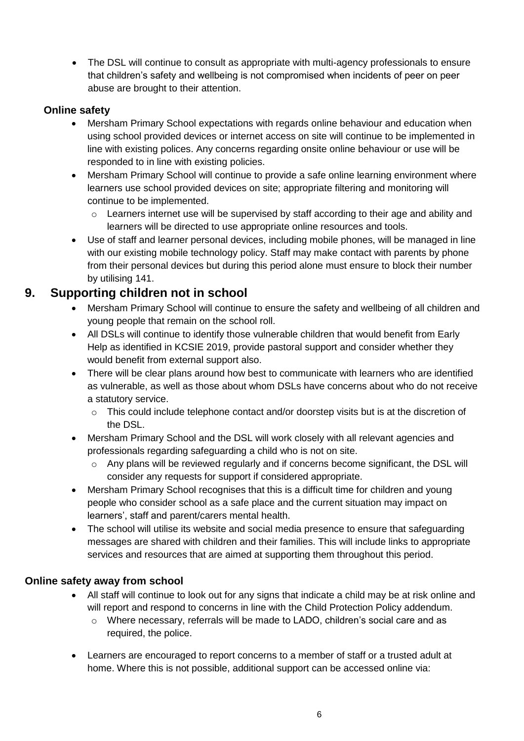- The DSL will continue to consult as appropriate with multi-agency professionals to ensure that children's safety and wellbeing is not compromised when incidents of peer on peer abuse are brought to their attention.

### Online safety

- Mersham Primary School expectations with regards online behaviour and education when using school provided devices or internet access on site will continue to be implemented in line with existing polices. Any concerns regarding onsite online behaviour or use will be responded to in line with existing policies.
- Mersham Primary School will continue to provide a safe online learning environment where learners use school provided devices on site; appropriate filtering and monitoring will continue to be implemented.
  - Learners internet use will be supervised by staff according to their age and ability and learners will be directed to use appropriate online resources and tools.
- Use of staff and learner personal devices, including mobile phones, will be managed in line with our existing mobile technology policy. Staff may make contact with parents by phone from their personal devices but during this period alone must ensure to block their number by utilising 141.

## 9. Supporting children not in school

- Mersham Primary School will continue to ensure the safety and wellbeing of all children and young people that remain on the school roll.
- All DSLs will continue to identify those vulnerable children that would benefit from Early Help as identified in KCSIE 2019, provide pastoral support and consider whether they would benefit from external support also.
- There will be clear plans around how best to communicate with learners who are identified as vulnerable, as well as those about whom DSLs have concerns about who do not receive a statutory service.
  - This could include telephone contact and/or doorstep visits but is at the discretion of the DSL.
- Mersham Primary School and the DSL will work closely with all relevant agencies and professionals regarding safeguarding a child who is not on site.
  - Any plans will be reviewed regularly and if concerns become significant, the DSL will consider any requests for support if considered appropriate.
- Mersham Primary School recognises that this is a difficult time for children and young people who consider school as a safe place and the current situation may impact on learners', staff and parent/carers mental health.
- The school will utilise its website and social media presence to ensure that safeguarding messages are shared with children and their families. This will include links to appropriate services and resources that are aimed at supporting them throughout this period.

### Online safety away from school

- All staff will continue to look out for any signs that indicate a child may be at risk online and will report and respond to concerns in line with the Child Protection Policy addendum.
  - Where necessary, referrals will be made to LADO, children's social care and as required, the police.
- Learners are encouraged to report concerns to a member of staff or a trusted adult at home. Where this is not possible, additional support can be accessed online via: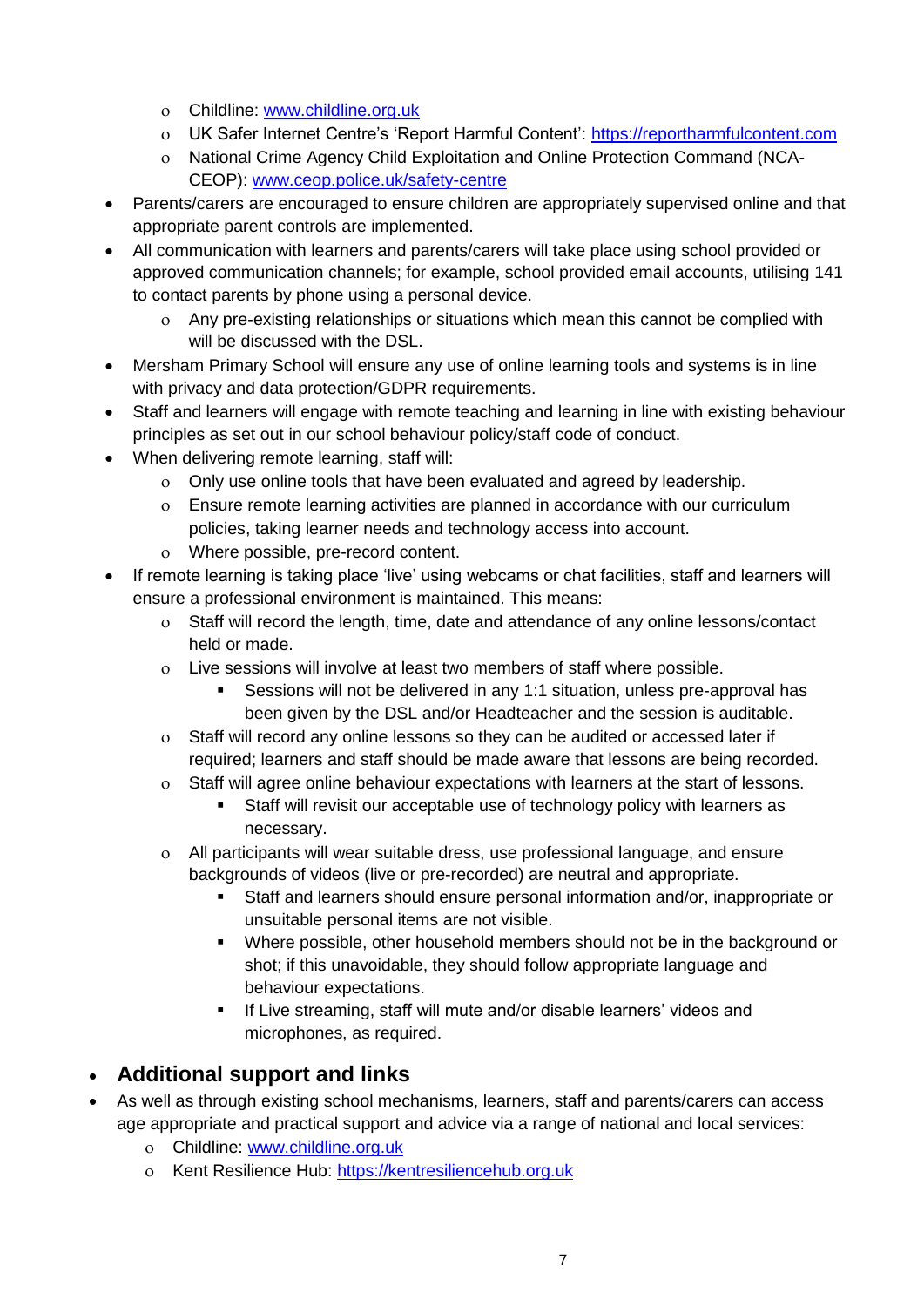- Childline: [www.childline.org.uk](http://www.childline.org.uk)
    - UK Safer Internet Centre's 'Report Harmful Content': [https://reportharmfulcontent.com](https://reportharmfulcontent.com)
    - National Crime Agency Child Exploitation and Online Protection Command (NCA-CEOP): [www.ceop.police.uk/safety-centre](http://www.ceop.police.uk/safety-centre)
- Parents/carers are encouraged to ensure children are appropriately supervised online and that appropriate parent controls are implemented.
- All communication with learners and parents/carers will take place using school provided or approved communication channels; for example, school provided email accounts, utilising 141 to contact parents by phone using a personal device.
    - Any pre-existing relationships or situations which mean this cannot be complied with will be discussed with the DSL.
- Mersham Primary School will ensure any use of online learning tools and systems is in line with privacy and data protection/GDPR requirements.
- Staff and learners will engage with remote teaching and learning in line with existing behaviour principles as set out in our school behaviour policy/staff code of conduct.
- When delivering remote learning, staff will:
    - Only use online tools that have been evaluated and agreed by leadership.
    - Ensure remote learning activities are planned in accordance with our curriculum policies, taking learner needs and technology access into account.
    - Where possible, pre-record content.
- If remote learning is taking place 'live' using webcams or chat facilities, staff and learners will ensure a professional environment is maintained. This means:
    - Staff will record the length, time, date and attendance of any online lessons/contact held or made.
    - Live sessions will involve at least two members of staff where possible.
        - Sessions will not be delivered in any 1:1 situation, unless pre-approval has been given by the DSL and/or Headteacher and the session is auditable.
    - Staff will record any online lessons so they can be audited or accessed later if required; learners and staff should be made aware that lessons are being recorded.
    - Staff will agree online behaviour expectations with learners at the start of lessons.
        - Staff will revisit our acceptable use of technology policy with learners as necessary.
    - All participants will wear suitable dress, use professional language, and ensure backgrounds of videos (live or pre-recorded) are neutral and appropriate.
        - Staff and learners should ensure personal information and/or, inappropriate or unsuitable personal items are not visible.
        - Where possible, other household members should not be in the background or shot; if this unavoidable, they should follow appropriate language and behaviour expectations.
        - If Live streaming, staff will mute and/or disable learners' videos and microphones, as required.

## Additional support and links

- As well as through existing school mechanisms, learners, staff and parents/carers can access age appropriate and practical support and advice via a range of national and local services:
    - Childline: [www.childline.org.uk](http://www.childline.org.uk)
    - Kent Resilience Hub: [https://kentresiliencehub.org.uk](https://kentresiliencehub.org.uk)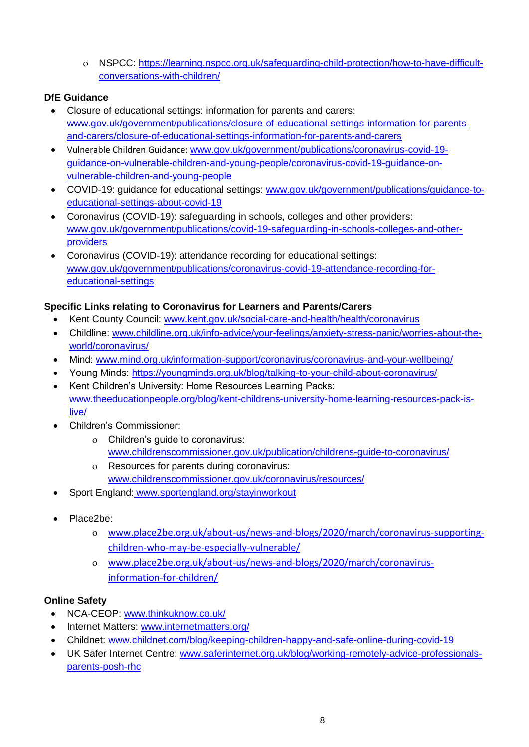- NSPCC: https://learning.nspcc.org.uk/safeguarding-child-protection/how-to-have-difficult-conversations-with-children/

**DfE Guidance**

- Closure of educational settings: information for parents and carers: www.gov.uk/government/publications/closure-of-educational-settings-information-for-parents-and-carers/closure-of-educational-settings-information-for-parents-and-carers
- Vulnerable Children Guidance: www.gov.uk/government/publications/coronavirus-covid-19-guidance-on-vulnerable-children-and-young-people/coronavirus-covid-19-guidance-on-vulnerable-children-and-young-people
- COVID-19: guidance for educational settings: www.gov.uk/government/publications/guidance-to-educational-settings-about-covid-19
- Coronavirus (COVID-19): safeguarding in schools, colleges and other providers: www.gov.uk/government/publications/covid-19-safeguarding-in-schools-colleges-and-other-providers
- Coronavirus (COVID-19): attendance recording for educational settings: www.gov.uk/government/publications/coronavirus-covid-19-attendance-recording-for-educational-settings

**Specific Links relating to Coronavirus for Learners and Parents/Carers**

- Kent County Council: www.kent.gov.uk/social-care-and-health/health/coronavirus
- Childline: www.childline.org.uk/info-advice/your-feelings/anxiety-stress-panic/worries-about-the-world/coronavirus/
- Mind: www.mind.org.uk/information-support/coronavirus/coronavirus-and-your-wellbeing/
- Young Minds: https://youngminds.org.uk/blog/talking-to-your-child-about-coronavirus/
- Kent Children's University: Home Resources Learning Packs: www.theeducationpeople.org/blog/kent-childrens-university-home-learning-resources-pack-is-live/
- Children's Commissioner:
   - Children's guide to coronavirus: www.childrenscommissioner.gov.uk/publication/childrens-guide-to-coronavirus/
   - Resources for parents during coronavirus: www.childrenscommissioner.gov.uk/coronavirus/resources/
- Sport England: www.sportengland.org/stayinworkout
- Place2be:
   - www.place2be.org.uk/about-us/news-and-blogs/2020/march/coronavirus-supporting-children-who-may-be-especially-vulnerable/
   - www.place2be.org.uk/about-us/news-and-blogs/2020/march/coronavirus-information-for-children/

**Online Safety**

- NCA-CEOP: www.thinkuknow.co.uk/
- Internet Matters: www.internetmatters.org/
- Childnet: www.childnet.com/blog/keeping-children-happy-and-safe-online-during-covid-19
- UK Safer Internet Centre: www.saferinternet.org.uk/blog/working-remotely-advice-professionals-parents-posh-rhc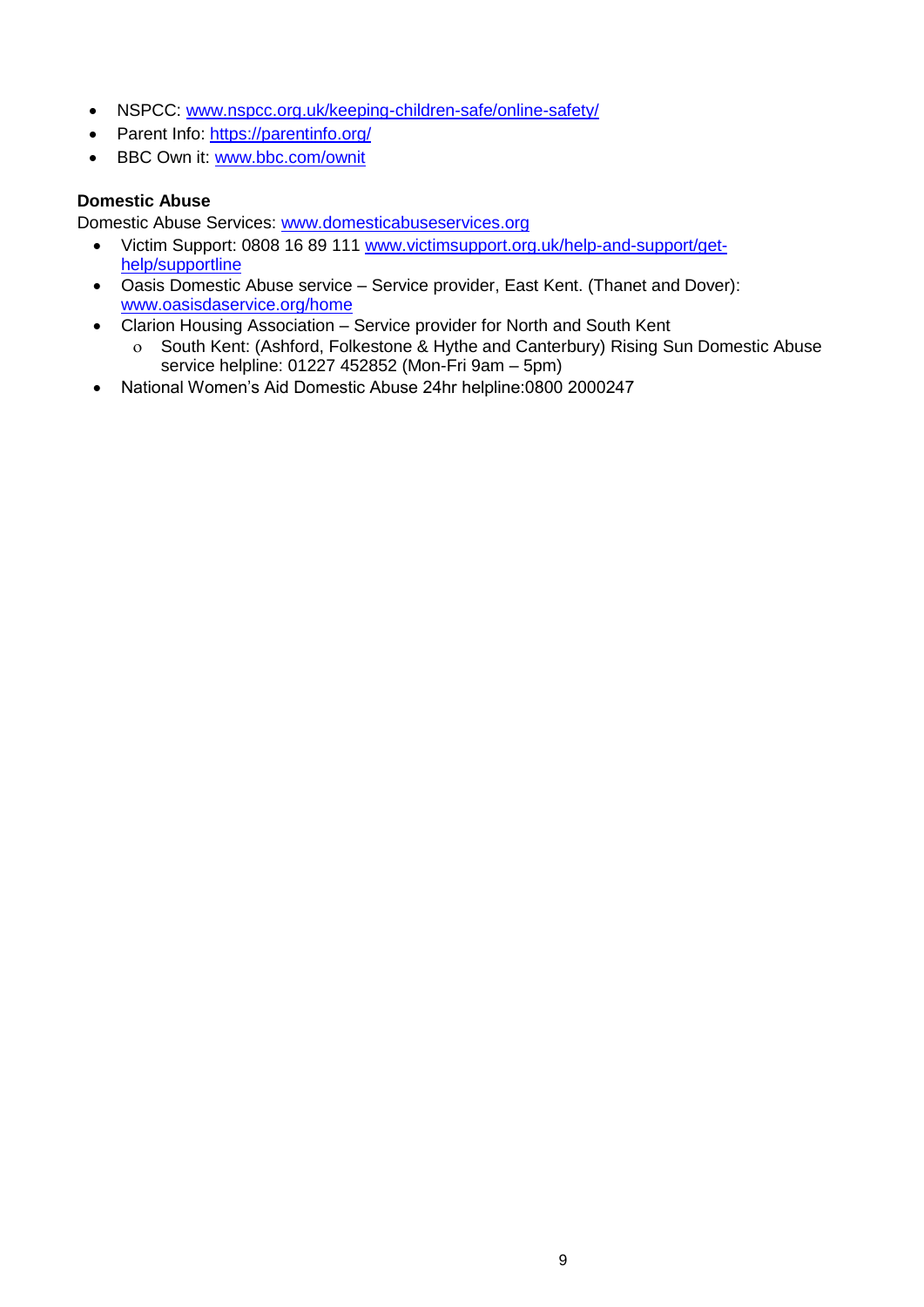- NSPCC: www.nspcc.org.uk/keeping-children-safe/online-safety/
- Parent Info: https://parentinfo.org/
- BBC Own it: www.bbc.com/ownit

**Domestic Abuse**

Domestic Abuse Services: www.domesticabuseservices.org

- Victim Support: 0808 16 89 111 www.victimsupport.org.uk/help-and-support/get-help/supportline
- Oasis Domestic Abuse service – Service provider, East Kent. (Thanet and Dover): www.oasisdaservice.org/home
- Clarion Housing Association – Service provider for North and South Kent
  - South Kent: (Ashford, Folkestone & Hythe and Canterbury) Rising Sun Domestic Abuse service helpline: 01227 452852 (Mon-Fri 9am – 5pm)
- National Women's Aid Domestic Abuse 24hr helpline:0800 2000247